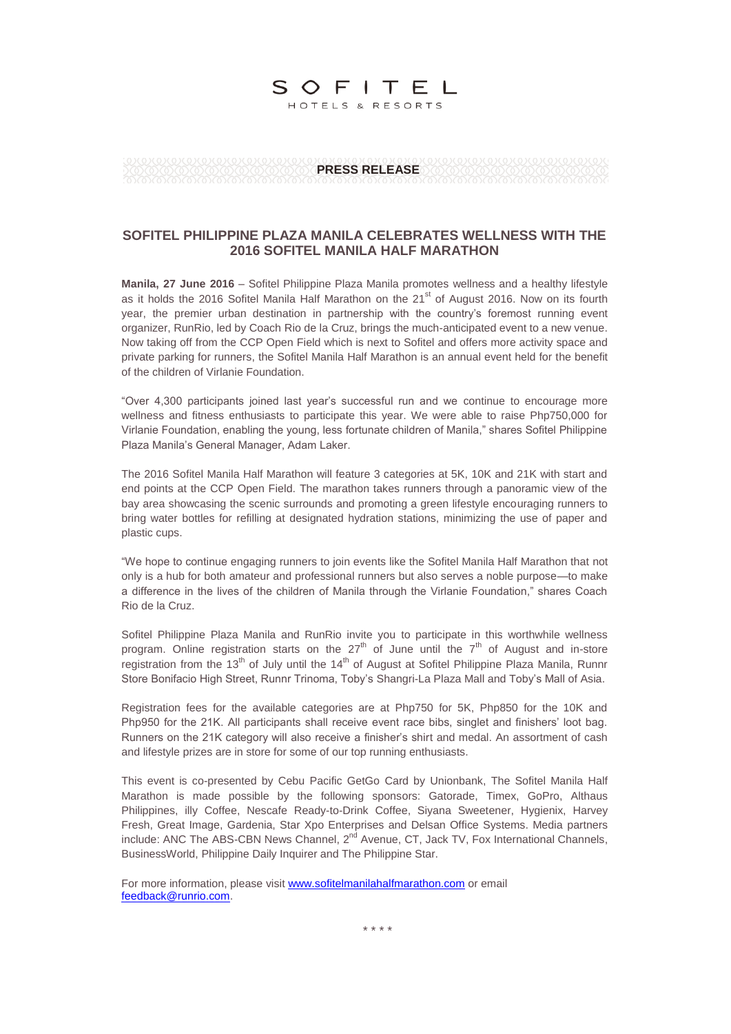SOFITEL
HOTELS & RESORTS

**PRESS RELEASE**

## SOFITEL PHILIPPINE PLAZA MANILA CELEBRATES WELLNESS WITH THE 2016 SOFITEL MANILA HALF MARATHON

**Manila, 27 June 2016** – Sofitel Philippine Plaza Manila promotes wellness and a healthy lifestyle as it holds the 2016 Sofitel Manila Half Marathon on the 21st of August 2016. Now on its fourth year, the premier urban destination in partnership with the country's foremost running event organizer, RunRio, led by Coach Rio de la Cruz, brings the much-anticipated event to a new venue. Now taking off from the CCP Open Field which is next to Sofitel and offers more activity space and private parking for runners, the Sofitel Manila Half Marathon is an annual event held for the benefit of the children of Virlanie Foundation.

"Over 4,300 participants joined last year's successful run and we continue to encourage more wellness and fitness enthusiasts to participate this year. We were able to raise Php750,000 for Virlanie Foundation, enabling the young, less fortunate children of Manila," shares Sofitel Philippine Plaza Manila's General Manager, Adam Laker.

The 2016 Sofitel Manila Half Marathon will feature 3 categories at 5K, 10K and 21K with start and end points at the CCP Open Field. The marathon takes runners through a panoramic view of the bay area showcasing the scenic surrounds and promoting a green lifestyle encouraging runners to bring water bottles for refilling at designated hydration stations, minimizing the use of paper and plastic cups.

"We hope to continue engaging runners to join events like the Sofitel Manila Half Marathon that not only is a hub for both amateur and professional runners but also serves a noble purpose—to make a difference in the lives of the children of Manila through the Virlanie Foundation," shares Coach Rio de la Cruz.

Sofitel Philippine Plaza Manila and RunRio invite you to participate in this worthwhile wellness program. Online registration starts on the 27th of June until the 7th of August and in-store registration from the 13th of July until the 14th of August at Sofitel Philippine Plaza Manila, Runnr Store Bonifacio High Street, Runnr Trinoma, Toby's Shangri-La Plaza Mall and Toby's Mall of Asia.

Registration fees for the available categories are at Php750 for 5K, Php850 for the 10K and Php950 for the 21K. All participants shall receive event race bibs, singlet and finishers' loot bag. Runners on the 21K category will also receive a finisher's shirt and medal. An assortment of cash and lifestyle prizes are in store for some of our top running enthusiasts.

This event is co-presented by Cebu Pacific GetGo Card by Unionbank, The Sofitel Manila Half Marathon is made possible by the following sponsors: Gatorade, Timex, GoPro, Althaus Philippines, illy Coffee, Nescafe Ready-to-Drink Coffee, Siyana Sweetener, Hygienix, Harvey Fresh, Great Image, Gardenia, Star Xpo Enterprises and Delsan Office Systems. Media partners include: ANC The ABS-CBN News Channel, 2nd Avenue, CT, Jack TV, Fox International Channels, BusinessWorld, Philippine Daily Inquirer and The Philippine Star.

For more information, please visit [www.sofitelmanilahalfmarathon.com](http://www.sofitelmanilahalfmarathon.com) or email [feedback@runrio.com](mailto:feedback@runrio.com).

\* \* \* \*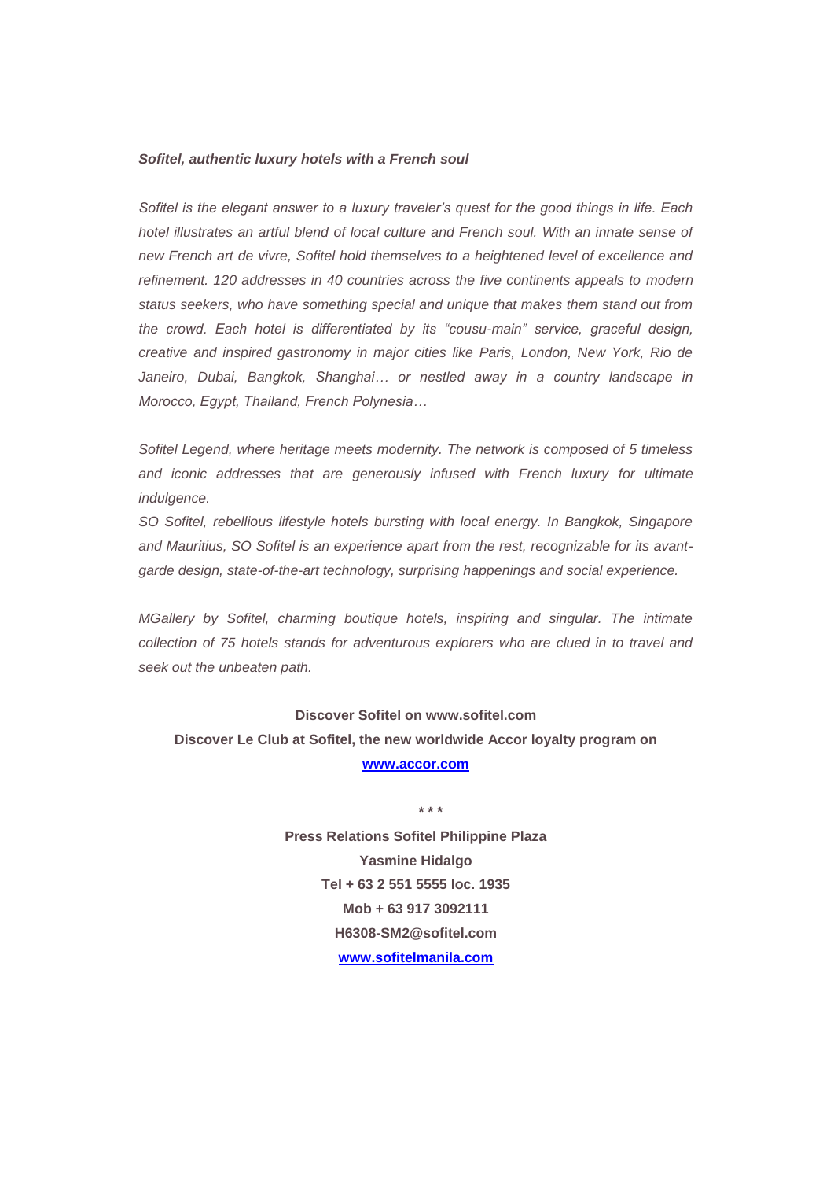***Sofitel, authentic luxury hotels with a French soul***

*Sofitel is the elegant answer to a luxury traveler's quest for the good things in life. Each hotel illustrates an artful blend of local culture and French soul. With an innate sense of new French art de vivre, Sofitel hold themselves to a heightened level of excellence and refinement. 120 addresses in 40 countries across the five continents appeals to modern status seekers, who have something special and unique that makes them stand out from the crowd. Each hotel is differentiated by its "cousu-main" service, graceful design, creative and inspired gastronomy in major cities like Paris, London, New York, Rio de Janeiro, Dubai, Bangkok, Shanghai… or nestled away in a country landscape in Morocco, Egypt, Thailand, French Polynesia…*

*Sofitel Legend, where heritage meets modernity. The network is composed of 5 timeless and iconic addresses that are generously infused with French luxury for ultimate indulgence.*

*SO Sofitel, rebellious lifestyle hotels bursting with local energy. In Bangkok, Singapore and Mauritius, SO Sofitel is an experience apart from the rest, recognizable for its avant-garde design, state-of-the-art technology, surprising happenings and social experience.*

*MGallery by Sofitel, charming boutique hotels, inspiring and singular. The intimate collection of 75 hotels stands for adventurous explorers who are clued in to travel and seek out the unbeaten path.*

**Discover Sofitel on www.sofitel.com**

**Discover Le Club at Sofitel, the new worldwide Accor loyalty program on [www.accor.com](http://www.accor.com)**

\* \* \*

**Press Relations Sofitel Philippine Plaza**

**Yasmine Hidalgo**

**Tel + 63 2 551 5555 loc. 1935**

**Mob + 63 917 3092111**

**H6308-SM2@sofitel.com**

**[www.sofitelmanila.com](http://www.sofitelmanila.com)**